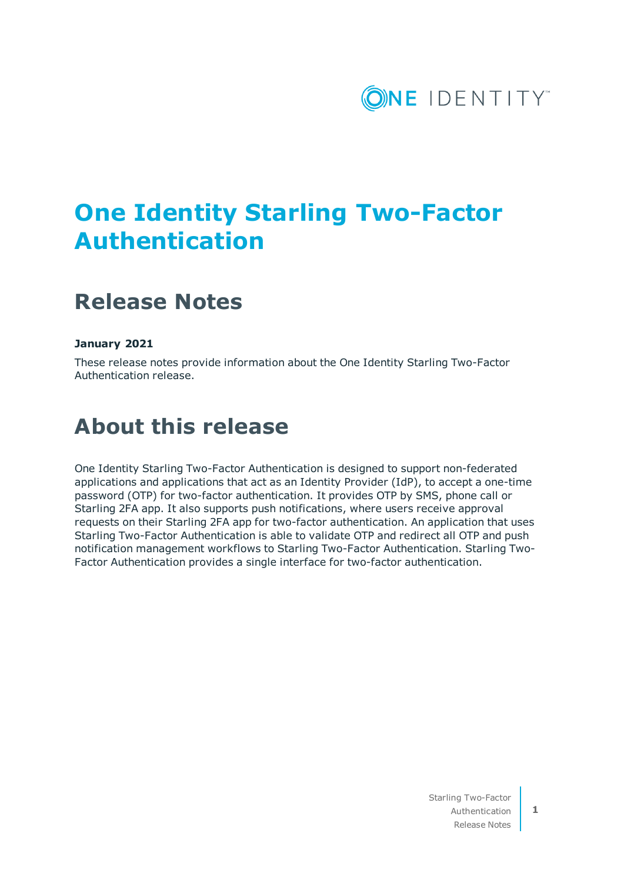# One Identity Starling Two-Factor Authentication

## Release Notes

**January 2021**

These release notes provide information about the One Identity Starling Two-Factor Authentication release.

# About this release

One Identity Starling Two-Factor Authentication is designed to support non-federated applications and applications that act as an Identity Provider (IdP), to accept a one-time password (OTP) for two-factor authentication. It provides OTP by SMS, phone call or Starling 2FA app. It also supports push notifications, where users receive approval requests on their Starling 2FA app for two-factor authentication. An application that uses Starling Two-Factor Authentication is able to validate OTP and redirect all OTP and push notification management workflows to Starling Two-Factor Authentication. Starling Two-Factor Authentication provides a single interface for two-factor authentication.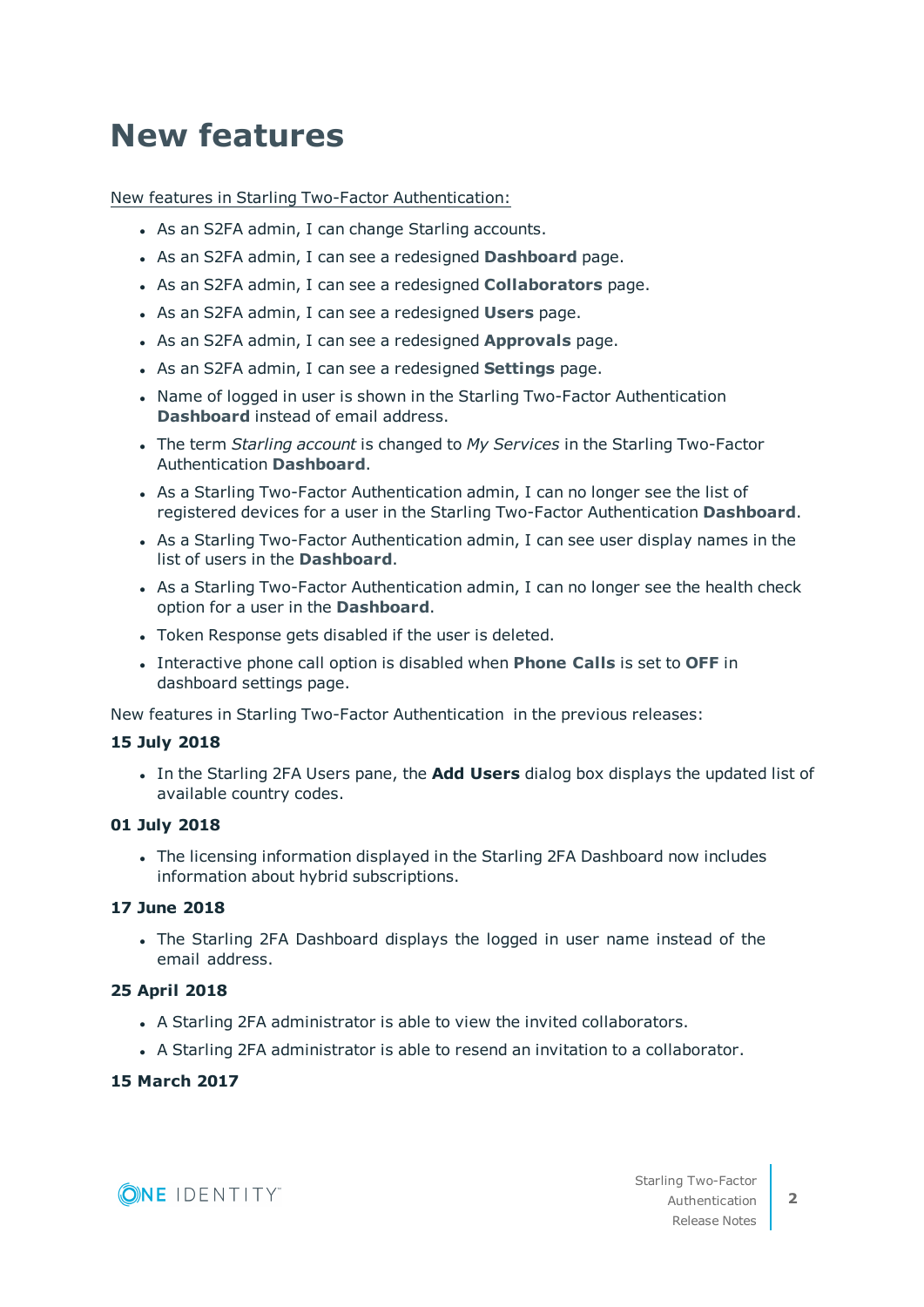# New features

New features in Starling Two-Factor Authentication:

- As an S2FA admin, I can change Starling accounts.
- As an S2FA admin, I can see a redesigned **Dashboard** page.
- As an S2FA admin, I can see a redesigned **Collaborators** page.
- As an S2FA admin, I can see a redesigned **Users** page.
- As an S2FA admin, I can see a redesigned **Approvals** page.
- As an S2FA admin, I can see a redesigned **Settings** page.
- Name of logged in user is shown in the Starling Two-Factor Authentication **Dashboard** instead of email address.
- The term *Starling account* is changed to *My Services* in the Starling Two-Factor Authentication **Dashboard**.
- As a Starling Two-Factor Authentication admin, I can no longer see the list of registered devices for a user in the Starling Two-Factor Authentication **Dashboard**.
- As a Starling Two-Factor Authentication admin, I can see user display names in the list of users in the **Dashboard**.
- As a Starling Two-Factor Authentication admin, I can no longer see the health check option for a user in the **Dashboard**.
- Token Response gets disabled if the user is deleted.
- Interactive phone call option is disabled when **Phone Calls** is set to **OFF** in dashboard settings page.

New features in Starling Two-Factor Authentication in the previous releases:

**15 July 2018**

- In the Starling 2FA Users pane, the **Add Users** dialog box displays the updated list of available country codes.

**01 July 2018**

- The licensing information displayed in the Starling 2FA Dashboard now includes information about hybrid subscriptions.

**17 June 2018**

- The Starling 2FA Dashboard displays the logged in user name instead of the email address.

**25 April 2018**

- A Starling 2FA administrator is able to view the invited collaborators.
- A Starling 2FA administrator is able to resend an invitation to a collaborator.

**15 March 2017**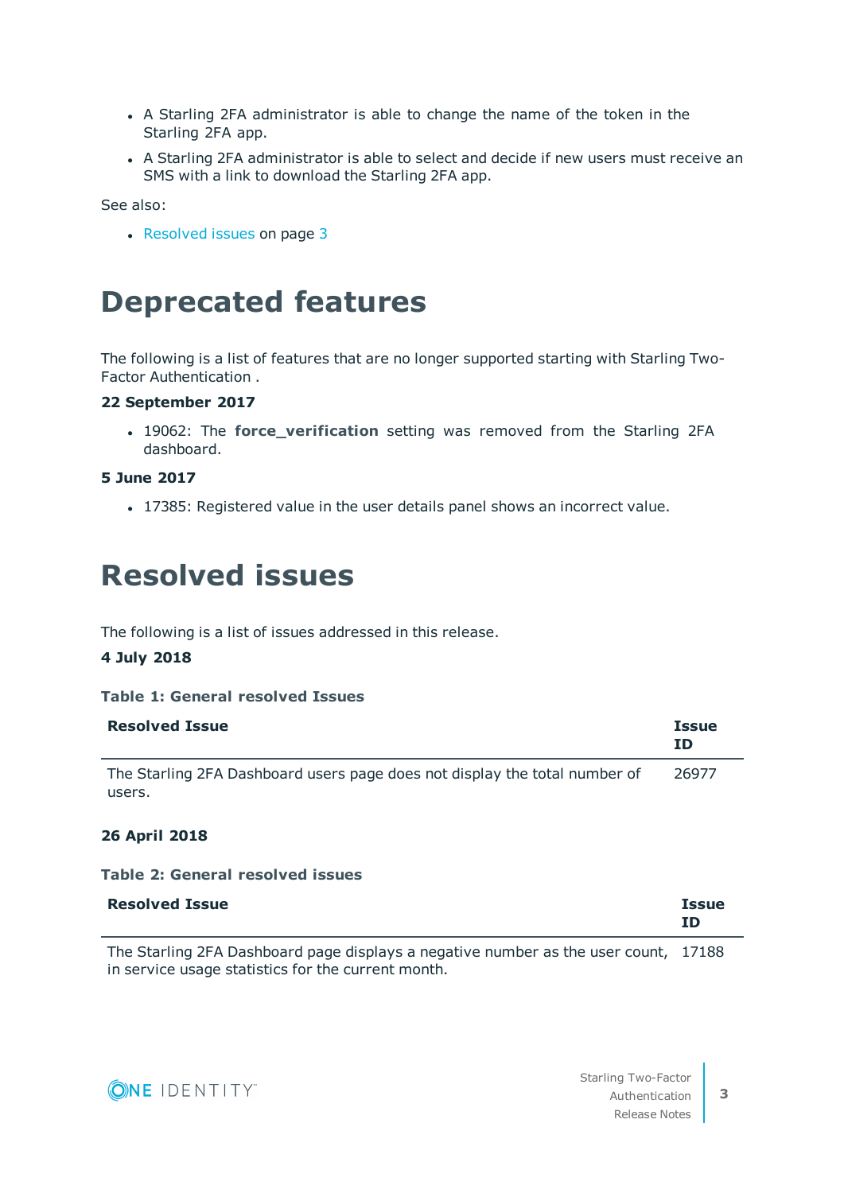- A Starling 2FA administrator is able to change the name of the token in the Starling 2FA app.
- A Starling 2FA administrator is able to select and decide if new users must receive an SMS with a link to download the Starling 2FA app.

See also:

- Resolved issues on page 3

# Deprecated features

The following is a list of features that are no longer supported starting with Starling Two-Factor Authentication .

**22 September 2017**

- 19062: The **force_verification** setting was removed from the Starling 2FA dashboard.

**5 June 2017**

- 17385: Registered value in the user details panel shows an incorrect value.

# Resolved issues

The following is a list of issues addressed in this release.

**4 July 2018**

**Table 1: General resolved Issues**

| Resolved Issue | Issue ID |
| --- | --- |
| The Starling 2FA Dashboard users page does not display the total number of users. | 26977 |

**26 April 2018**

**Table 2: General resolved issues**

| Resolved Issue | Issue ID |
| --- | --- |
| The Starling 2FA Dashboard page displays a negative number as the user count, in service usage statistics for the current month. | 17188 |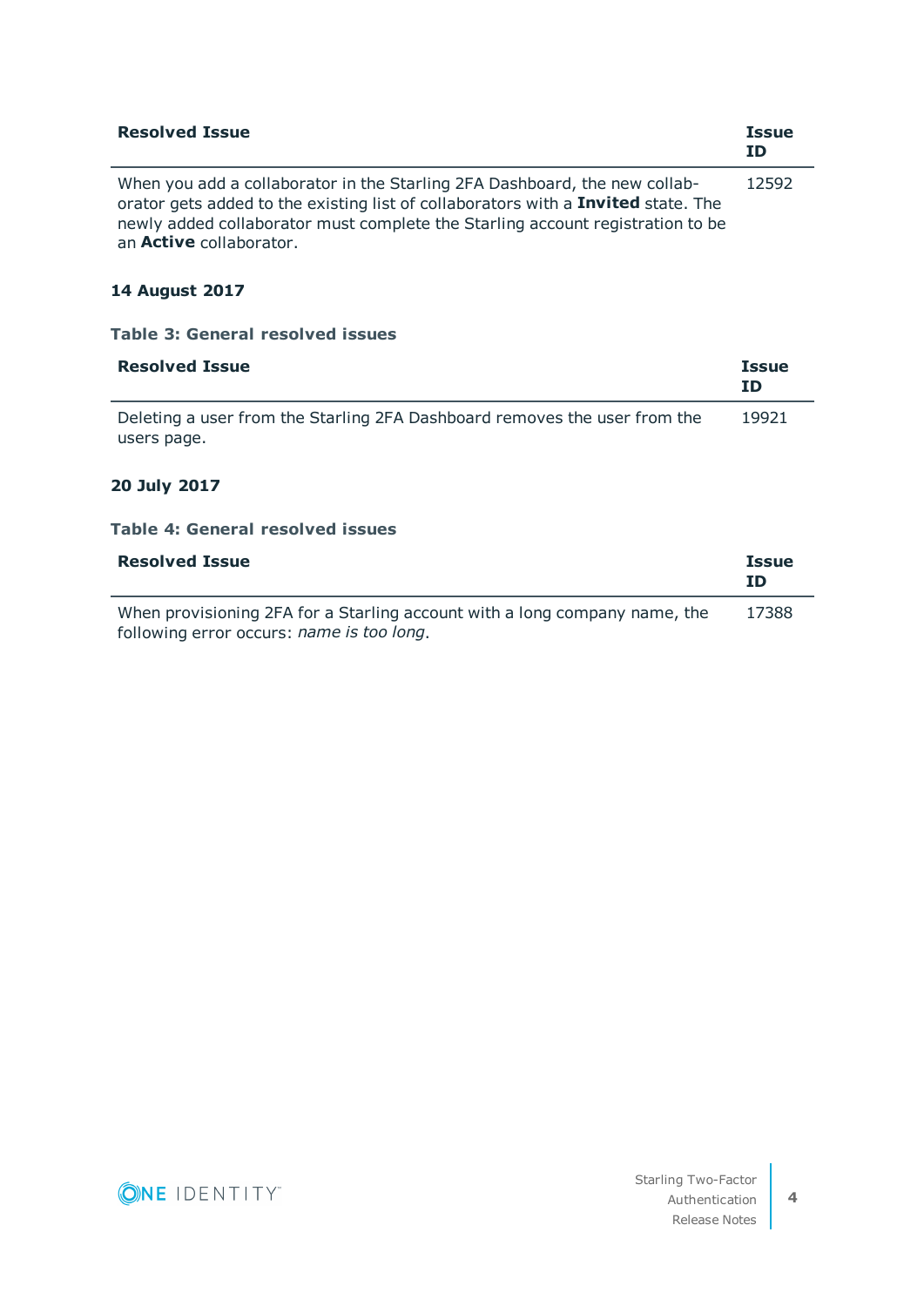| Resolved Issue | Issue ID |
| --- | --- |
| When you add a collaborator in the Starling 2FA Dashboard, the new collaborator gets added to the existing list of collaborators with a **Invited** state. The newly added collaborator must complete the Starling account registration to be an **Active** collaborator. | 12592 |

**14 August 2017**

**Table 3: General resolved issues**

| Resolved Issue | Issue ID |
| --- | --- |
| Deleting a user from the Starling 2FA Dashboard removes the user from the users page. | 19921 |

**20 July 2017**

**Table 4: General resolved issues**

| Resolved Issue | Issue ID |
| --- | --- |
| When provisioning 2FA for a Starling account with a long company name, the following error occurs: *name is too long*. | 17388 |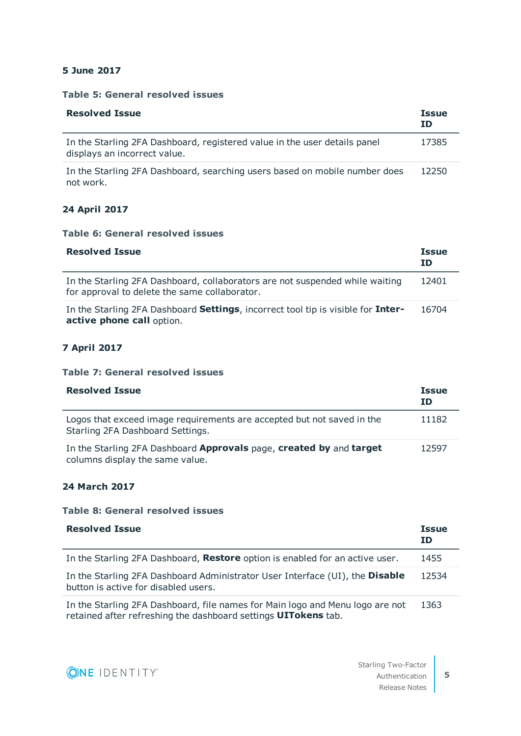**5 June 2017**

**Table 5: General resolved issues**

| Resolved Issue | Issue ID |
|---|---|
| In the Starling 2FA Dashboard, registered value in the user details panel displays an incorrect value. | 17385 |
| In the Starling 2FA Dashboard, searching users based on mobile number does not work. | 12250 |

**24 April 2017**

**Table 6: General resolved issues**

| Resolved Issue | Issue ID |
|---|---|
| In the Starling 2FA Dashboard, collaborators are not suspended while waiting for approval to delete the same collaborator. | 12401 |
| In the Starling 2FA Dashboard **Settings**, incorrect tool tip is visible for **Inter-active phone call** option. | 16704 |

**7 April 2017**

**Table 7: General resolved issues**

| Resolved Issue | Issue ID |
|---|---|
| Logos that exceed image requirements are accepted but not saved in the Starling 2FA Dashboard Settings. | 11182 |
| In the Starling 2FA Dashboard **Approvals** page, **created by** and **target** columns display the same value. | 12597 |

**24 March 2017**

**Table 8: General resolved issues**

| Resolved Issue | Issue ID |
|---|---|
| In the Starling 2FA Dashboard, **Restore** option is enabled for an active user. | 1455 |
| In the Starling 2FA Dashboard Administrator User Interface (UI), the **Disable** button is active for disabled users. | 12534 |
| In the Starling 2FA Dashboard, file names for Main logo and Menu logo are not retained after refreshing the dashboard settings **UITokens** tab. | 1363 |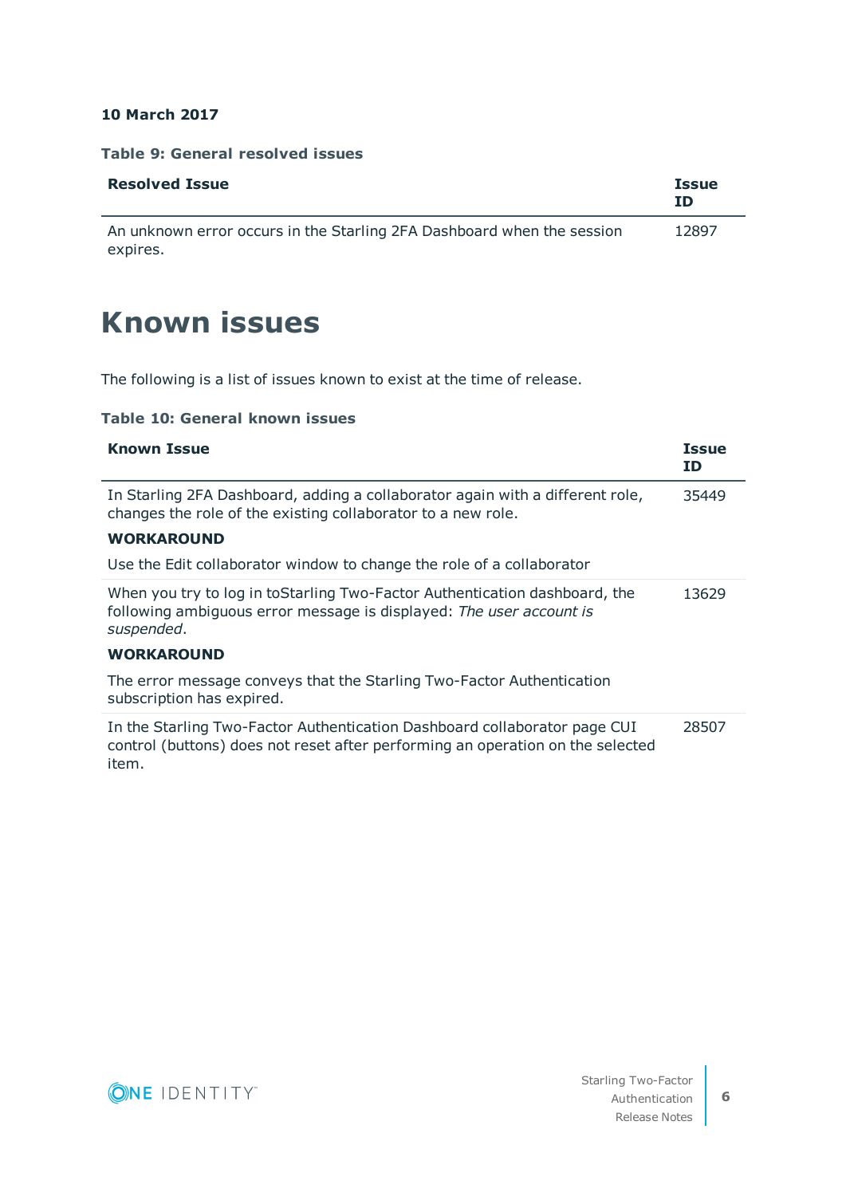**10 March 2017**

**Table 9: General resolved issues**

| Resolved Issue | Issue ID |
|---|---|
| An unknown error occurs in the Starling 2FA Dashboard when the session expires. | 12897 |

# Known issues

The following is a list of issues known to exist at the time of release.

**Table 10: General known issues**

| Known Issue | Issue ID |
|---|---|
| In Starling 2FA Dashboard, adding a collaborator again with a different role, changes the role of the existing collaborator to a new role.<br><br>**WORKAROUND**<br><br>Use the Edit collaborator window to change the role of a collaborator | 35449 |
| When you try to log in toStarling Two-Factor Authentication dashboard, the following ambiguous error message is displayed: *The user account is suspended*.<br><br>**WORKAROUND**<br><br>The error message conveys that the Starling Two-Factor Authentication subscription has expired. | 13629 |
| In the Starling Two-Factor Authentication Dashboard collaborator page CUI control (buttons) does not reset after performing an operation on the selected item. | 28507 |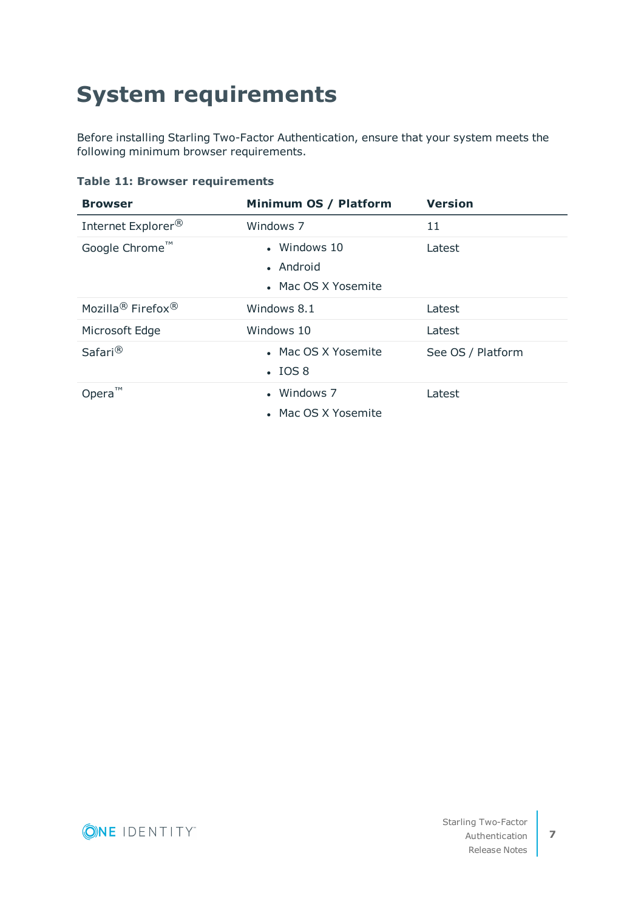# System requirements

Before installing Starling Two-Factor Authentication, ensure that your system meets the following minimum browser requirements.

**Table 11: Browser requirements**

| Browser | Minimum OS / Platform | Version |
|---|---|---|
| Internet Explorer® | Windows 7 | 11 |
| Google Chrome™ | • Windows 10<br>• Android<br>• Mac OS X Yosemite | Latest |
| Mozilla® Firefox® | Windows 8.1 | Latest |
| Microsoft Edge | Windows 10 | Latest |
| Safari® | • Mac OS X Yosemite<br>• IOS 8 | See OS / Platform |
| Opera™ | • Windows 7<br>• Mac OS X Yosemite | Latest |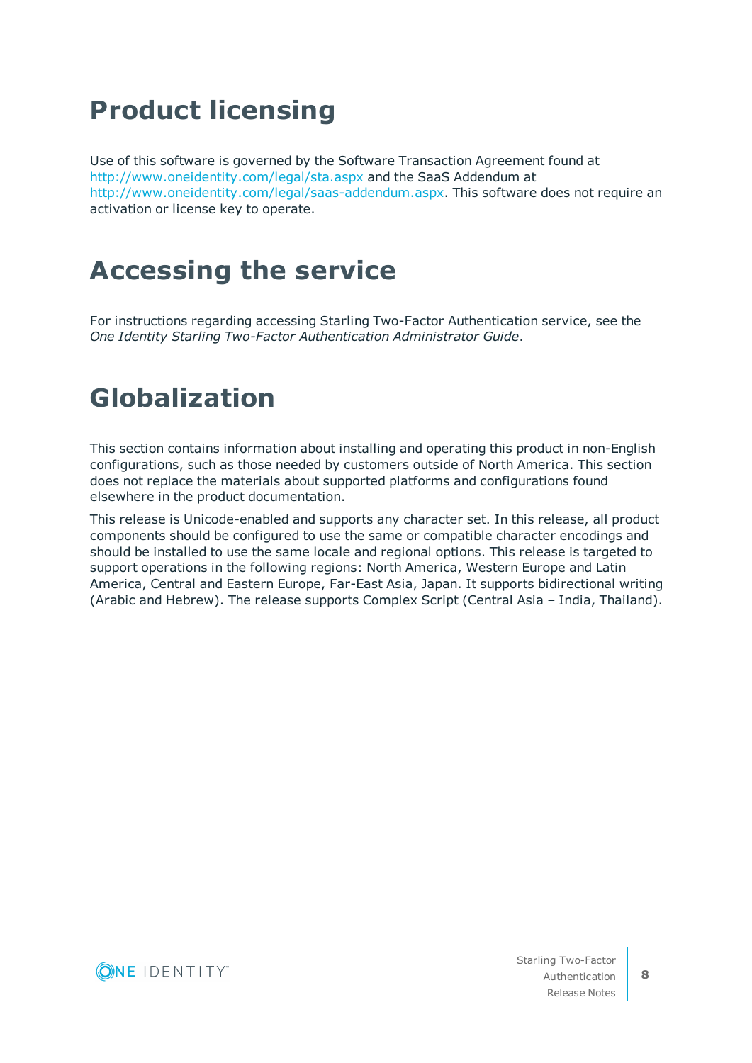# Product licensing

Use of this software is governed by the Software Transaction Agreement found at http://www.oneidentity.com/legal/sta.aspx and the SaaS Addendum at http://www.oneidentity.com/legal/saas-addendum.aspx. This software does not require an activation or license key to operate.

# Accessing the service

For instructions regarding accessing Starling Two-Factor Authentication service, see the *One Identity Starling Two-Factor Authentication Administrator Guide*.

# Globalization

This section contains information about installing and operating this product in non-English configurations, such as those needed by customers outside of North America. This section does not replace the materials about supported platforms and configurations found elsewhere in the product documentation.

This release is Unicode-enabled and supports any character set. In this release, all product components should be configured to use the same or compatible character encodings and should be installed to use the same locale and regional options. This release is targeted to support operations in the following regions: North America, Western Europe and Latin America, Central and Eastern Europe, Far-East Asia, Japan. It supports bidirectional writing (Arabic and Hebrew). The release supports Complex Script (Central Asia – India, Thailand).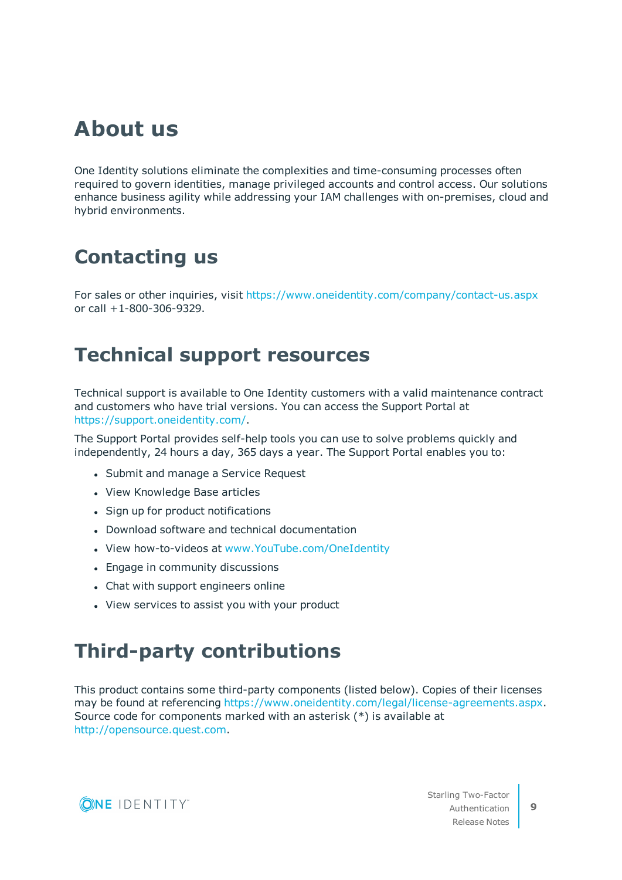# About us

One Identity solutions eliminate the complexities and time-consuming processes often required to govern identities, manage privileged accounts and control access. Our solutions enhance business agility while addressing your IAM challenges with on-premises, cloud and hybrid environments.

# Contacting us

For sales or other inquiries, visit https://www.oneidentity.com/company/contact-us.aspx or call +1-800-306-9329.

# Technical support resources

Technical support is available to One Identity customers with a valid maintenance contract and customers who have trial versions. You can access the Support Portal at https://support.oneidentity.com/.

The Support Portal provides self-help tools you can use to solve problems quickly and independently, 24 hours a day, 365 days a year. The Support Portal enables you to:

- Submit and manage a Service Request
- View Knowledge Base articles
- Sign up for product notifications
- Download software and technical documentation
- View how-to-videos at www.YouTube.com/OneIdentity
- Engage in community discussions
- Chat with support engineers online
- View services to assist you with your product

# Third-party contributions

This product contains some third-party components (listed below). Copies of their licenses may be found at referencing https://www.oneidentity.com/legal/license-agreements.aspx. Source code for components marked with an asterisk (*) is available at http://opensource.quest.com.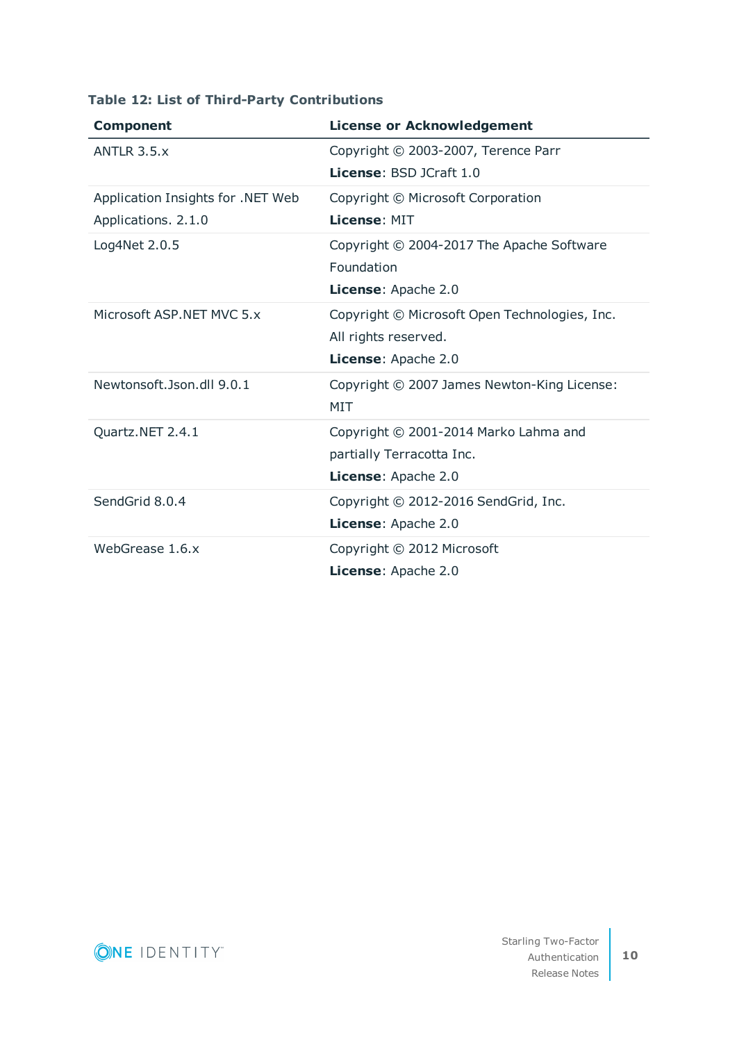**Table 12: List of Third-Party Contributions**

| Component | License or Acknowledgement |
|---|---|
| ANTLR 3.5.x | Copyright © 2003-2007, Terence Parr<br>**License**: BSD JCraft 1.0 |
| Application Insights for .NET Web Applications. 2.1.0 | Copyright © Microsoft Corporation<br>**License**: MIT |
| Log4Net 2.0.5 | Copyright © 2004-2017 The Apache Software Foundation<br>**License**: Apache 2.0 |
| Microsoft ASP.NET MVC 5.x | Copyright © Microsoft Open Technologies, Inc. All rights reserved.<br>**License**: Apache 2.0 |
| Newtonsoft.Json.dll 9.0.1 | Copyright © 2007 James Newton-King License: MIT |
| Quartz.NET 2.4.1 | Copyright © 2001-2014 Marko Lahma and partially Terracotta Inc.<br>**License**: Apache 2.0 |
| SendGrid 8.0.4 | Copyright © 2012-2016 SendGrid, Inc.<br>**License**: Apache 2.0 |
| WebGrease 1.6.x | Copyright © 2012 Microsoft<br>**License**: Apache 2.0 |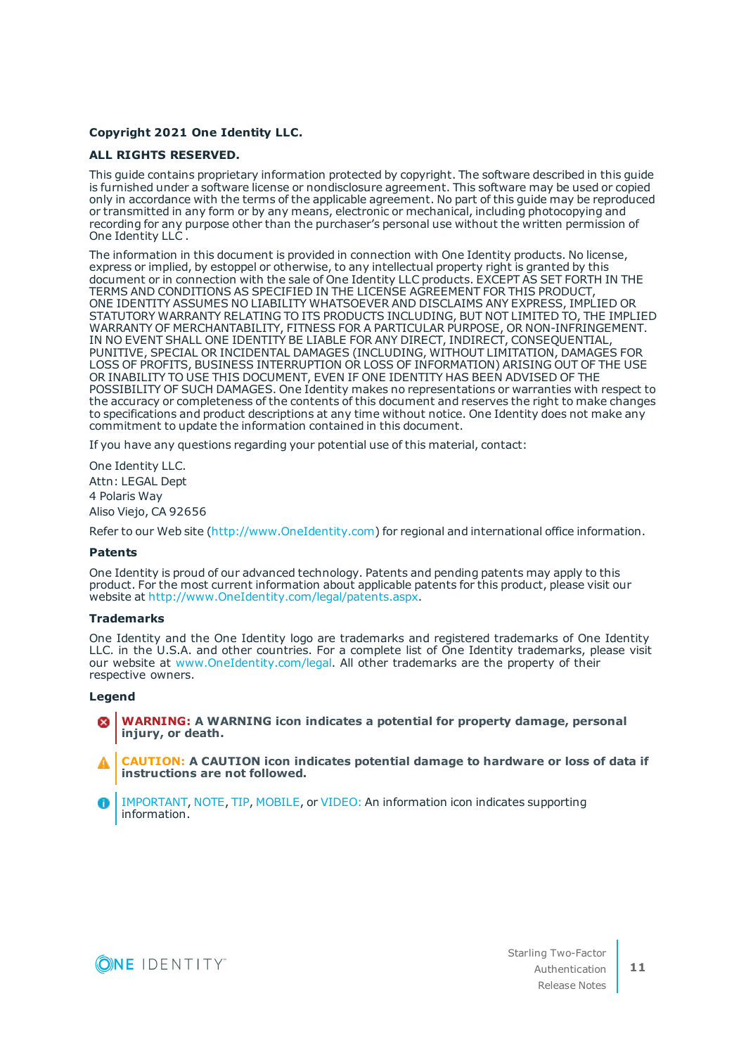**Copyright 2021 One Identity LLC.**

**ALL RIGHTS RESERVED.**

This guide contains proprietary information protected by copyright. The software described in this guide is furnished under a software license or nondisclosure agreement. This software may be used or copied only in accordance with the terms of the applicable agreement. No part of this guide may be reproduced or transmitted in any form or by any means, electronic or mechanical, including photocopying and recording for any purpose other than the purchaser's personal use without the written permission of One Identity LLC .

The information in this document is provided in connection with One Identity products. No license, express or implied, by estoppel or otherwise, to any intellectual property right is granted by this document or in connection with the sale of One Identity LLC products. EXCEPT AS SET FORTH IN THE TERMS AND CONDITIONS AS SPECIFIED IN THE LICENSE AGREEMENT FOR THIS PRODUCT, ONE IDENTITY ASSUMES NO LIABILITY WHATSOEVER AND DISCLAIMS ANY EXPRESS, IMPLIED OR STATUTORY WARRANTY RELATING TO ITS PRODUCTS INCLUDING, BUT NOT LIMITED TO, THE IMPLIED WARRANTY OF MERCHANTABILITY, FITNESS FOR A PARTICULAR PURPOSE, OR NON-INFRINGEMENT. IN NO EVENT SHALL ONE IDENTITY BE LIABLE FOR ANY DIRECT, INDIRECT, CONSEQUENTIAL, PUNITIVE, SPECIAL OR INCIDENTAL DAMAGES (INCLUDING, WITHOUT LIMITATION, DAMAGES FOR LOSS OF PROFITS, BUSINESS INTERRUPTION OR LOSS OF INFORMATION) ARISING OUT OF THE USE OR INABILITY TO USE THIS DOCUMENT, EVEN IF ONE IDENTITY HAS BEEN ADVISED OF THE POSSIBILITY OF SUCH DAMAGES. One Identity makes no representations or warranties with respect to the accuracy or completeness of the contents of this document and reserves the right to make changes to specifications and product descriptions at any time without notice. One Identity does not make any commitment to update the information contained in this document.

If you have any questions regarding your potential use of this material, contact:

One Identity LLC.
Attn: LEGAL Dept
4 Polaris Way
Aliso Viejo, CA 92656

Refer to our Web site (http://www.OneIdentity.com) for regional and international office information.

### Patents

One Identity is proud of our advanced technology. Patents and pending patents may apply to this product. For the most current information about applicable patents for this product, please visit our website at http://www.OneIdentity.com/legal/patents.aspx.

### Trademarks

One Identity and the One Identity logo are trademarks and registered trademarks of One Identity LLC. in the U.S.A. and other countries. For a complete list of One Identity trademarks, please visit our website at www.OneIdentity.com/legal. All other trademarks are the property of their respective owners.

### Legend

**WARNING: A WARNING icon indicates a potential for property damage, personal injury, or death.**

**CAUTION: A CAUTION icon indicates potential damage to hardware or loss of data if instructions are not followed.**

IMPORTANT, NOTE, TIP, MOBILE, or VIDEO: An information icon indicates supporting information.